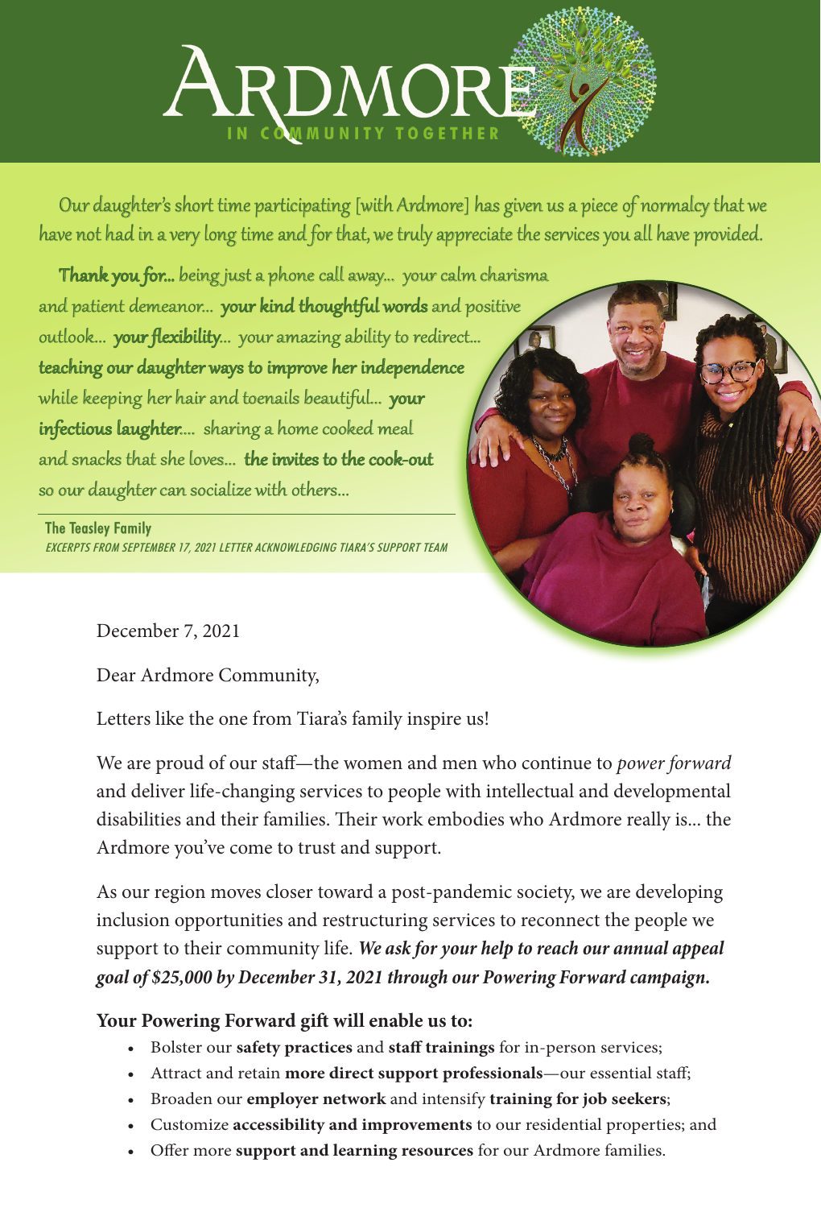# ARDMORE

IN COMMUNITY TOGETHER

Our daughter's short time participating [with Ardmore] has given us a piece of normalcy that we have not had in a very long time and for that, we truly appreciate the services you all have provided.

**Thank you for...** being just a phone call away... your calm charisma and patient demeanor... **your kind thoughtful words** and positive outlook... **your flexibility**... your amazing ability to redirect... **teaching our daughter ways to improve her independence** while keeping her hair and toenails beautiful... **your infectious laughter**.... sharing a home cooked meal and snacks that she loves... **the invites to the cook-out** so our daughter can socialize with others...

**The Teasley Family**
*EXCERPTS FROM SEPTEMBER 17, 2021 LETTER ACKNOWLEDGING TIARA'S SUPPORT TEAM*

December 7, 2021

Dear Ardmore Community,

Letters like the one from Tiara's family inspire us!

We are proud of our staff—the women and men who continue to *power forward* and deliver life-changing services to people with intellectual and developmental disabilities and their families. Their work embodies who Ardmore really is... the Ardmore you've come to trust and support.

As our region moves closer toward a post-pandemic society, we are developing inclusion opportunities and restructuring services to reconnect the people we support to their community life. ***We ask for your help to reach our annual appeal goal of $25,000 by December 31, 2021 through our Powering Forward campaign.***

**Your Powering Forward gift will enable us to:**

- Bolster our **safety practices** and **staff trainings** for in-person services;
- Attract and retain **more direct support professionals**—our essential staff;
- Broaden our **employer network** and intensify **training for job seekers**;
- Customize **accessibility and improvements** to our residential properties; and
- Offer more **support and learning resources** for our Ardmore families.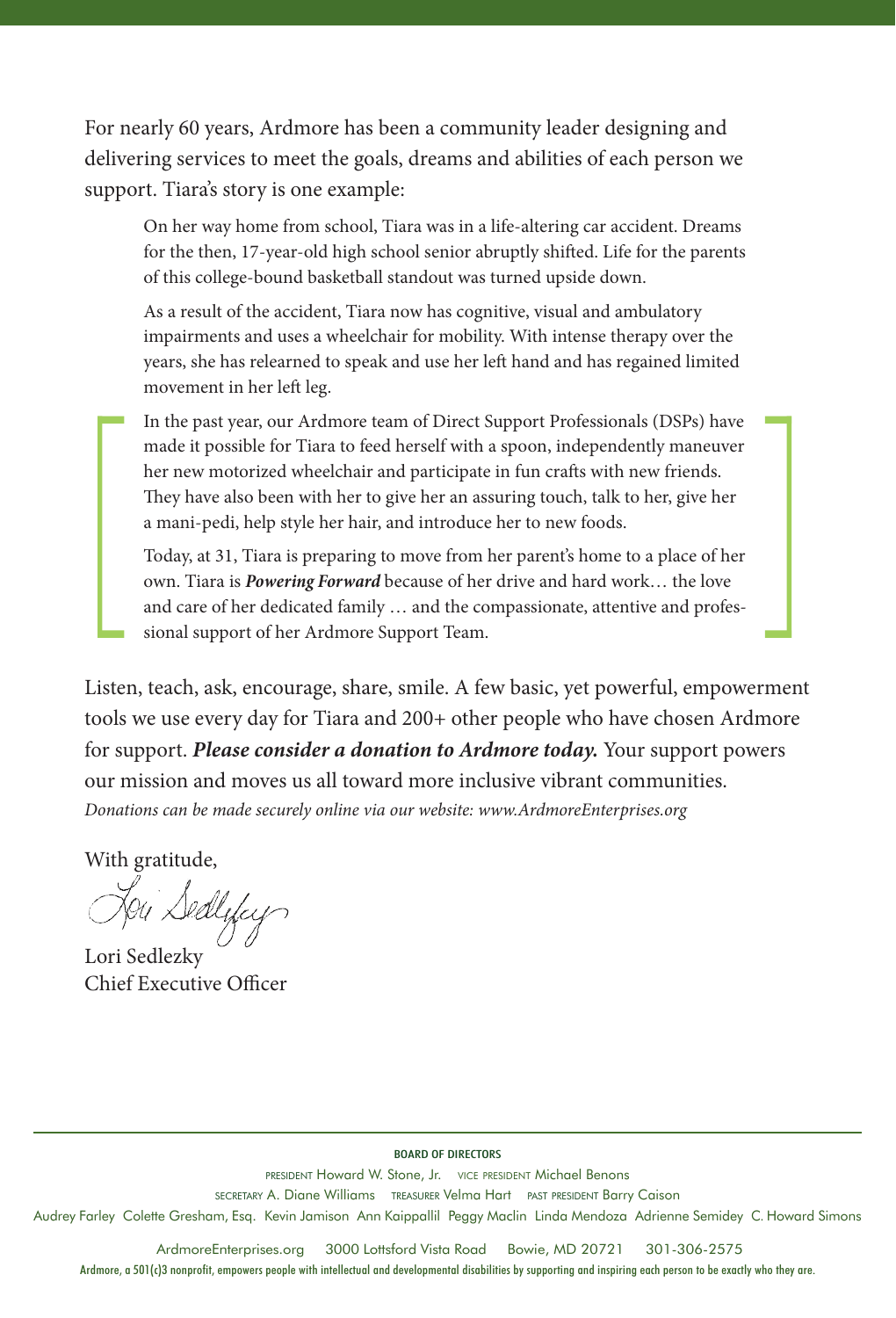For nearly 60 years, Ardmore has been a community leader designing and delivering services to meet the goals, dreams and abilities of each person we support. Tiara's story is one example:

> On her way home from school, Tiara was in a life-altering car accident. Dreams for the then, 17-year-old high school senior abruptly shifted. Life for the parents of this college-bound basketball standout was turned upside down.
>
> As a result of the accident, Tiara now has cognitive, visual and ambulatory impairments and uses a wheelchair for mobility. With intense therapy over the years, she has relearned to speak and use her left hand and has regained limited movement in her left leg.
>
> In the past year, our Ardmore team of Direct Support Professionals (DSPs) have made it possible for Tiara to feed herself with a spoon, independently maneuver her new motorized wheelchair and participate in fun crafts with new friends. They have also been with her to give her an assuring touch, talk to her, give her a mani-pedi, help style her hair, and introduce her to new foods.
>
> Today, at 31, Tiara is preparing to move from her parent's home to a place of her own. Tiara is ***Powering Forward*** because of her drive and hard work… the love and care of her dedicated family … and the compassionate, attentive and professional support of her Ardmore Support Team.

Listen, teach, ask, encourage, share, smile. A few basic, yet powerful, empowerment tools we use every day for Tiara and 200+ other people who have chosen Ardmore for support. ***Please consider a donation to Ardmore today.*** Your support powers our mission and moves us all toward more inclusive vibrant communities.

*Donations can be made securely online via our website: www.ArdmoreEnterprises.org*

With gratitude,

Lori Sedlezky
Chief Executive Officer

---

BOARD OF DIRECTORS

PRESIDENT Howard W. Stone, Jr. VICE PRESIDENT Michael Benons

SECRETARY A. Diane Williams TREASURER Velma Hart PAST PRESIDENT Barry Caison

Audrey Farley Colette Gresham, Esq. Kevin Jamison Ann Kaippallil Peggy Maclin Linda Mendoza Adrienne Semidey C. Howard Simons

ArdmoreEnterprises.org 3000 Lottsford Vista Road Bowie, MD 20721 301-306-2575

Ardmore, a 501(c)3 nonprofit, empowers people with intellectual and developmental disabilities by supporting and inspiring each person to be exactly who they are.